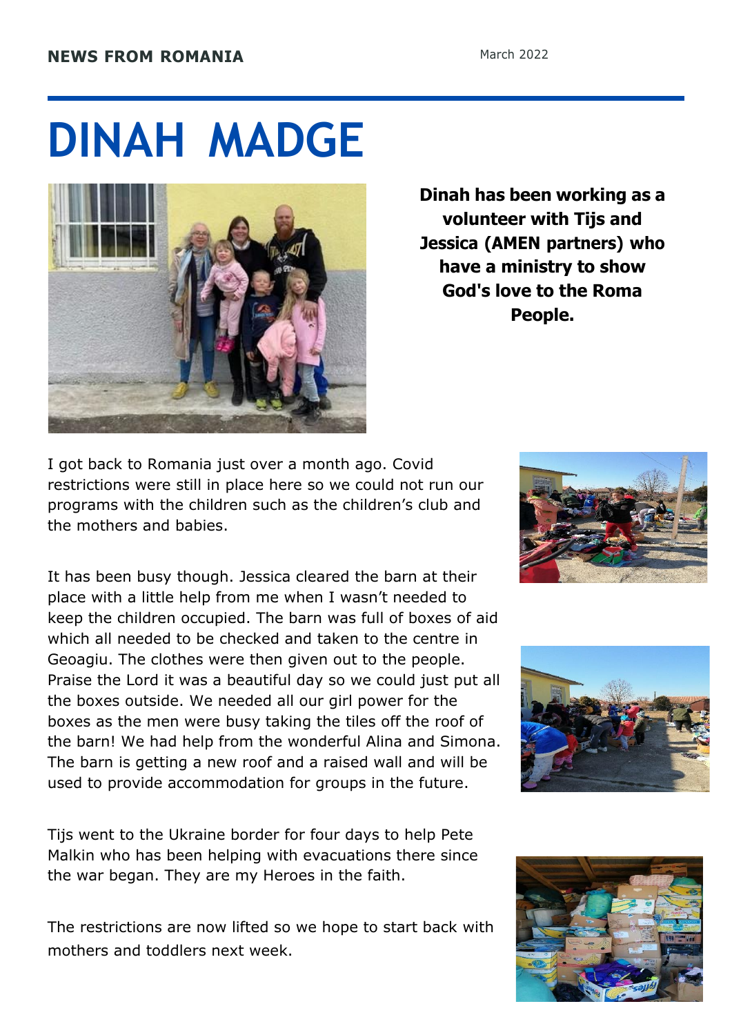**NEWS FROM ROMANIA**

March 2022

# DINAH MADGE

**Dinah has been working as a volunteer with Tijs and Jessica (AMEN partners) who have a ministry to show God's love to the Roma People.**

I got back to Romania just over a month ago. Covid restrictions were still in place here so we could not run our programs with the children such as the children's club and the mothers and babies.

It has been busy though. Jessica cleared the barn at their place with a little help from me when I wasn't needed to keep the children occupied. The barn was full of boxes of aid which all needed to be checked and taken to the centre in Geoagiu. The clothes were then given out to the people. Praise the Lord it was a beautiful day so we could just put all the boxes outside. We needed all our girl power for the boxes as the men were busy taking the tiles off the roof of the barn! We had help from the wonderful Alina and Simona. The barn is getting a new roof and a raised wall and will be used to provide accommodation for groups in the future.

Tijs went to the Ukraine border for four days to help Pete Malkin who has been helping with evacuations there since the war began. They are my Heroes in the faith.

The restrictions are now lifted so we hope to start back with mothers and toddlers next week.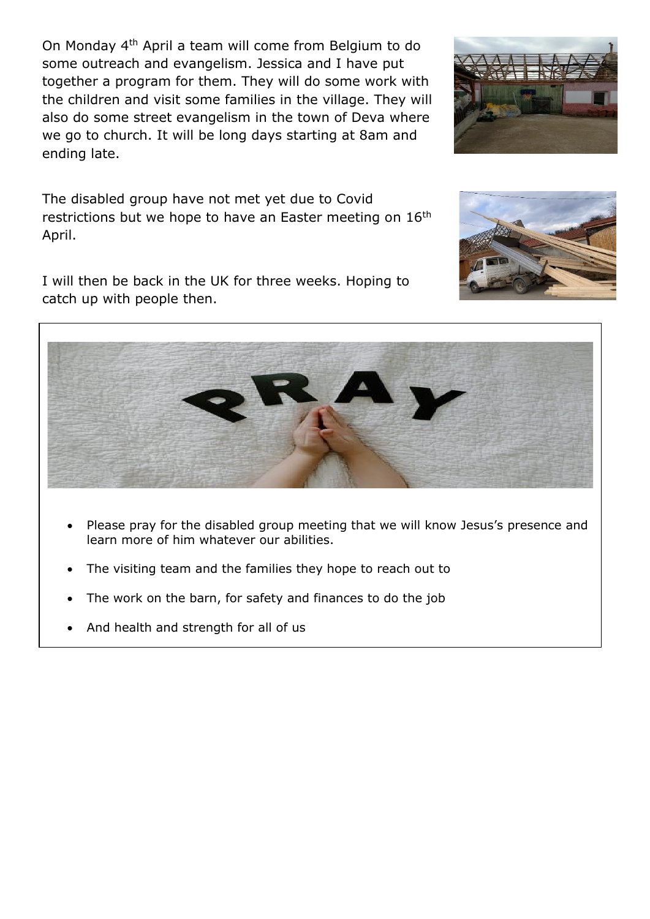On Monday 4th April a team will come from Belgium to do some outreach and evangelism. Jessica and I have put together a program for them. They will do some work with the children and visit some families in the village. They will also do some street evangelism in the town of Deva where we go to church. It will be long days starting at 8am and ending late.

The disabled group have not met yet due to Covid restrictions but we hope to have an Easter meeting on 16th April.

I will then be back in the UK for three weeks. Hoping to catch up with people then.

- Please pray for the disabled group meeting that we will know Jesus's presence and learn more of him whatever our abilities.
- The visiting team and the families they hope to reach out to
- The work on the barn, for safety and finances to do the job
- And health and strength for all of us